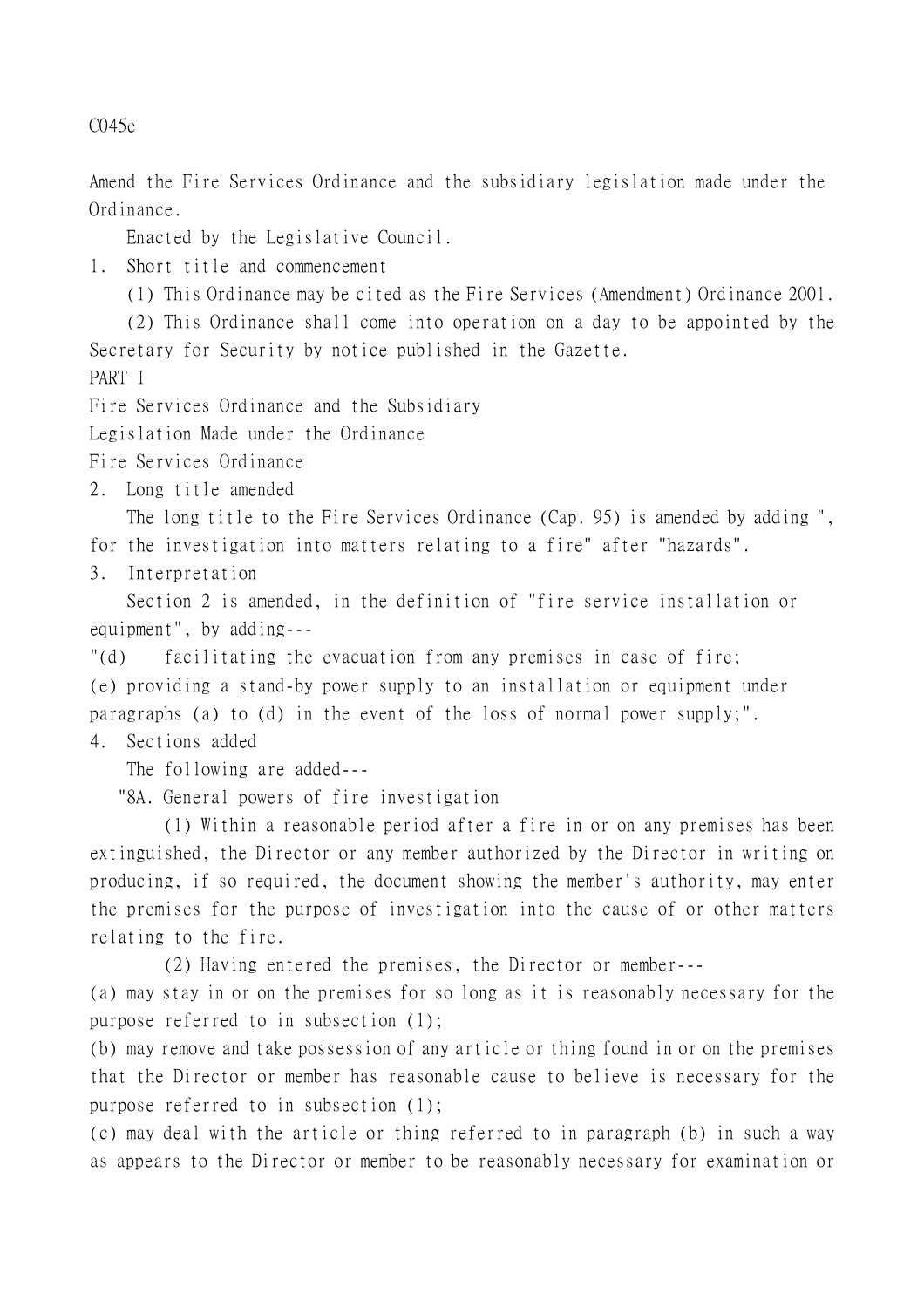C045e

Amend the Fire Services Ordinance and the subsidiary legislation made under the Ordinance.

Enacted by the Legislative Council.

1. Short title and commencement

(1) This Ordinance may be cited as the Fire Services (Amendment) Ordinance 2001.

(2) This Ordinance shall come into operation on a day to be appointed by the Secretary for Security by notice published in the Gazette.

PART I

Fire Services Ordinance and the Subsidiary Legislation Made under the Ordinance

Fire Services Ordinance

2. Long title amended

The long title to the Fire Services Ordinance (Cap. 95) is amended by adding ", for the investigation into matters relating to a fire" after "hazards".

3. Interpretation

Section 2 is amended, in the definition of "fire service installation or equipment", by adding---

"(d) facilitating the evacuation from any premises in case of fire;

(e) providing a stand-by power supply to an installation or equipment under paragraphs (a) to (d) in the event of the loss of normal power supply;".

4. Sections added

The following are added---

"8A. General powers of fire investigation

(1) Within a reasonable period after a fire in or on any premises has been extinguished, the Director or any member authorized by the Director in writing on producing, if so required, the document showing the member's authority, may enter the premises for the purpose of investigation into the cause of or other matters relating to the fire.

(2) Having entered the premises, the Director or member---

(a) may stay in or on the premises for so long as it is reasonably necessary for the purpose referred to in subsection (1);

(b) may remove and take possession of any article or thing found in or on the premises that the Director or member has reasonable cause to believe is necessary for the purpose referred to in subsection (1);

(c) may deal with the article or thing referred to in paragraph (b) in such a way as appears to the Director or member to be reasonably necessary for examination or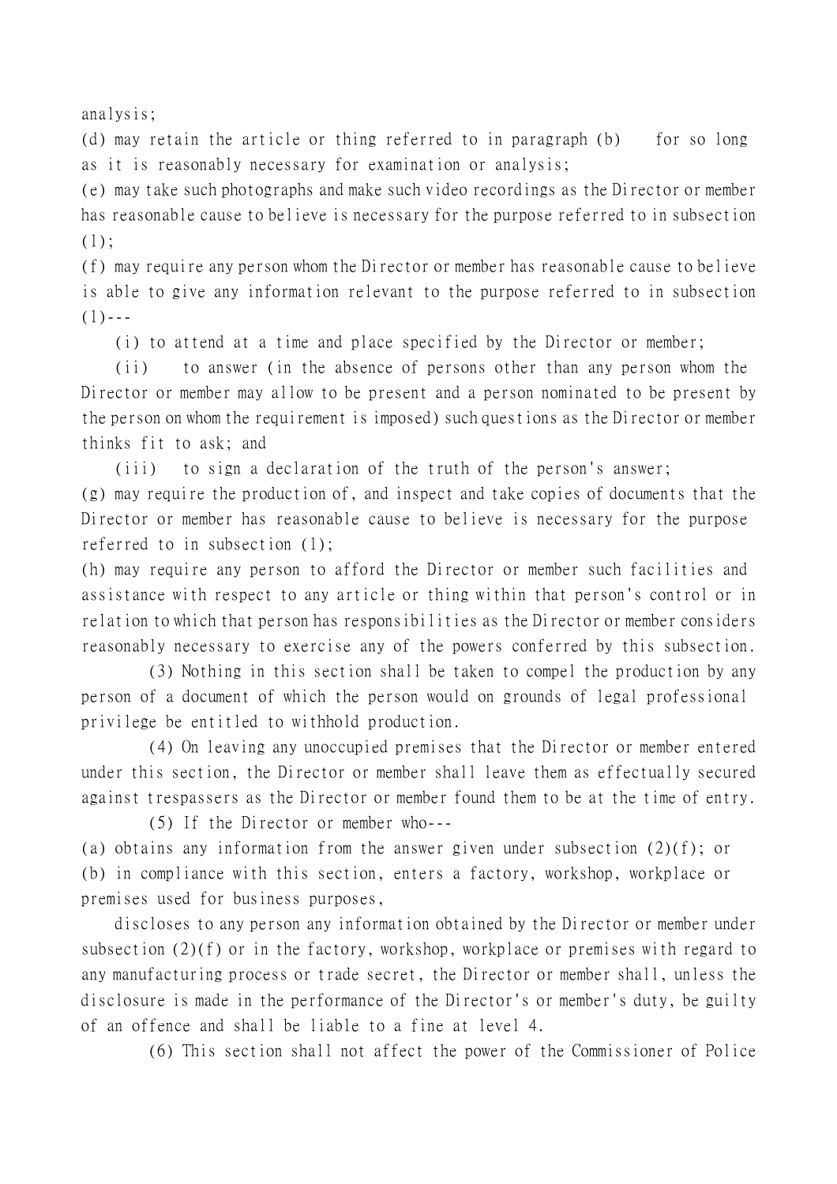analysis;

(d) may retain the article or thing referred to in paragraph (b) for so long as it is reasonably necessary for examination or analysis;

(e) may take such photographs and make such video recordings as the Director or member has reasonable cause to believe is necessary for the purpose referred to in subsection (1);

(f) may require any person whom the Director or member has reasonable cause to believe is able to give any information relevant to the purpose referred to in subsection (1)---

(i) to attend at a time and place specified by the Director or member;

(ii) to answer (in the absence of persons other than any person whom the Director or member may allow to be present and a person nominated to be present by the person on whom the requirement is imposed) such questions as the Director or member thinks fit to ask; and

(iii) to sign a declaration of the truth of the person's answer;

(g) may require the production of, and inspect and take copies of documents that the Director or member has reasonable cause to believe is necessary for the purpose referred to in subsection (1);

(h) may require any person to afford the Director or member such facilities and assistance with respect to any article or thing within that person's control or in relation to which that person has responsibilities as the Director or member considers reasonably necessary to exercise any of the powers conferred by this subsection.

(3) Nothing in this section shall be taken to compel the production by any person of a document of which the person would on grounds of legal professional privilege be entitled to withhold production.

(4) On leaving any unoccupied premises that the Director or member entered under this section, the Director or member shall leave them as effectually secured against trespassers as the Director or member found them to be at the time of entry.

(5) If the Director or member who---

(a) obtains any information from the answer given under subsection (2)(f); or

(b) in compliance with this section, enters a factory, workshop, workplace or premises used for business purposes,

discloses to any person any information obtained by the Director or member under subsection (2)(f) or in the factory, workshop, workplace or premises with regard to any manufacturing process or trade secret, the Director or member shall, unless the disclosure is made in the performance of the Director's or member's duty, be guilty of an offence and shall be liable to a fine at level 4.

(6) This section shall not affect the power of the Commissioner of Police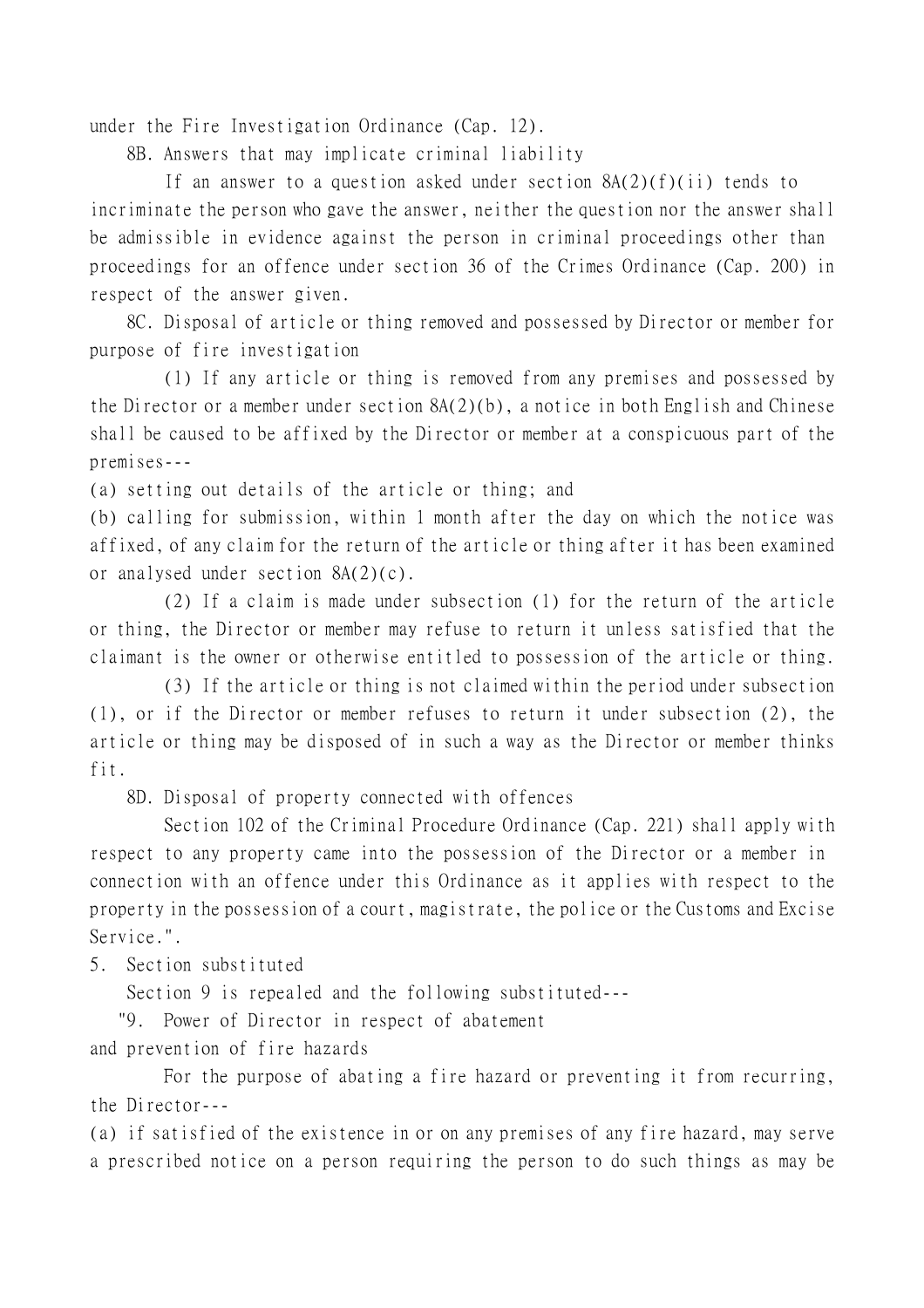under the Fire Investigation Ordinance (Cap. 12).

8B. Answers that may implicate criminal liability

If an answer to a question asked under section 8A(2)(f)(ii) tends to incriminate the person who gave the answer, neither the question nor the answer shall be admissible in evidence against the person in criminal proceedings other than proceedings for an offence under section 36 of the Crimes Ordinance (Cap. 200) in respect of the answer given.

8C. Disposal of article or thing removed and possessed by Director or member for purpose of fire investigation

(1) If any article or thing is removed from any premises and possessed by the Director or a member under section 8A(2)(b), a notice in both English and Chinese shall be caused to be affixed by the Director or member at a conspicuous part of the premises---

(a) setting out details of the article or thing; and

(b) calling for submission, within 1 month after the day on which the notice was affixed, of any claim for the return of the article or thing after it has been examined or analysed under section 8A(2)(c).

(2) If a claim is made under subsection (1) for the return of the article or thing, the Director or member may refuse to return it unless satisfied that the claimant is the owner or otherwise entitled to possession of the article or thing.

(3) If the article or thing is not claimed within the period under subsection (1), or if the Director or member refuses to return it under subsection (2), the article or thing may be disposed of in such a way as the Director or member thinks fit.

8D. Disposal of property connected with offences

Section 102 of the Criminal Procedure Ordinance (Cap. 221) shall apply with respect to any property came into the possession of the Director or a member in connection with an offence under this Ordinance as it applies with respect to the property in the possession of a court, magistrate, the police or the Customs and Excise Service.".

5. Section substituted

Section 9 is repealed and the following substituted---

"9. Power of Director in respect of abatement and prevention of fire hazards

For the purpose of abating a fire hazard or preventing it from recurring, the Director---

(a) if satisfied of the existence in or on any premises of any fire hazard, may serve a prescribed notice on a person requiring the person to do such things as may be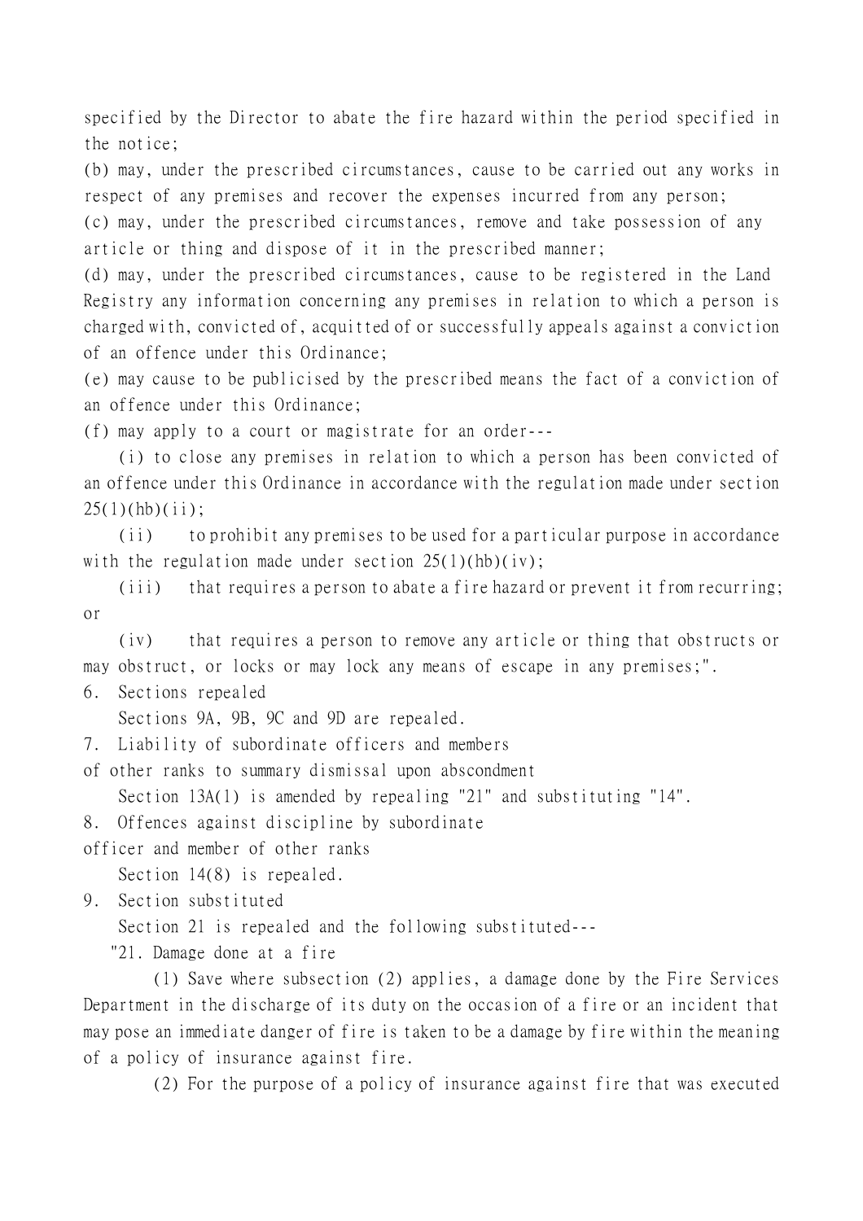specified by the Director to abate the fire hazard within the period specified in the notice;

(b) may, under the prescribed circumstances, cause to be carried out any works in respect of any premises and recover the expenses incurred from any person;

(c) may, under the prescribed circumstances, remove and take possession of any article or thing and dispose of it in the prescribed manner;

(d) may, under the prescribed circumstances, cause to be registered in the Land Registry any information concerning any premises in relation to which a person is charged with, convicted of, acquitted of or successfully appeals against a conviction of an offence under this Ordinance;

(e) may cause to be publicised by the prescribed means the fact of a conviction of an offence under this Ordinance;

(f) may apply to a court or magistrate for an order---

(i) to close any premises in relation to which a person has been convicted of an offence under this Ordinance in accordance with the regulation made under section 25(1)(hb)(ii);

(ii) to prohibit any premises to be used for a particular purpose in accordance with the regulation made under section 25(1)(hb)(iv);

(iii) that requires a person to abate a fire hazard or prevent it from recurring; or

(iv) that requires a person to remove any article or thing that obstructs or may obstruct, or locks or may lock any means of escape in any premises;".

6. Sections repealed

Sections 9A, 9B, 9C and 9D are repealed.

7. Liability of subordinate officers and members of other ranks to summary dismissal upon abscondment

Section 13A(1) is amended by repealing "21" and substituting "14".

8. Offences against discipline by subordinate officer and member of other ranks

Section 14(8) is repealed.

9. Section substituted

Section 21 is repealed and the following substituted---

"21. Damage done at a fire

(1) Save where subsection (2) applies, a damage done by the Fire Services Department in the discharge of its duty on the occasion of a fire or an incident that may pose an immediate danger of fire is taken to be a damage by fire within the meaning of a policy of insurance against fire.

(2) For the purpose of a policy of insurance against fire that was executed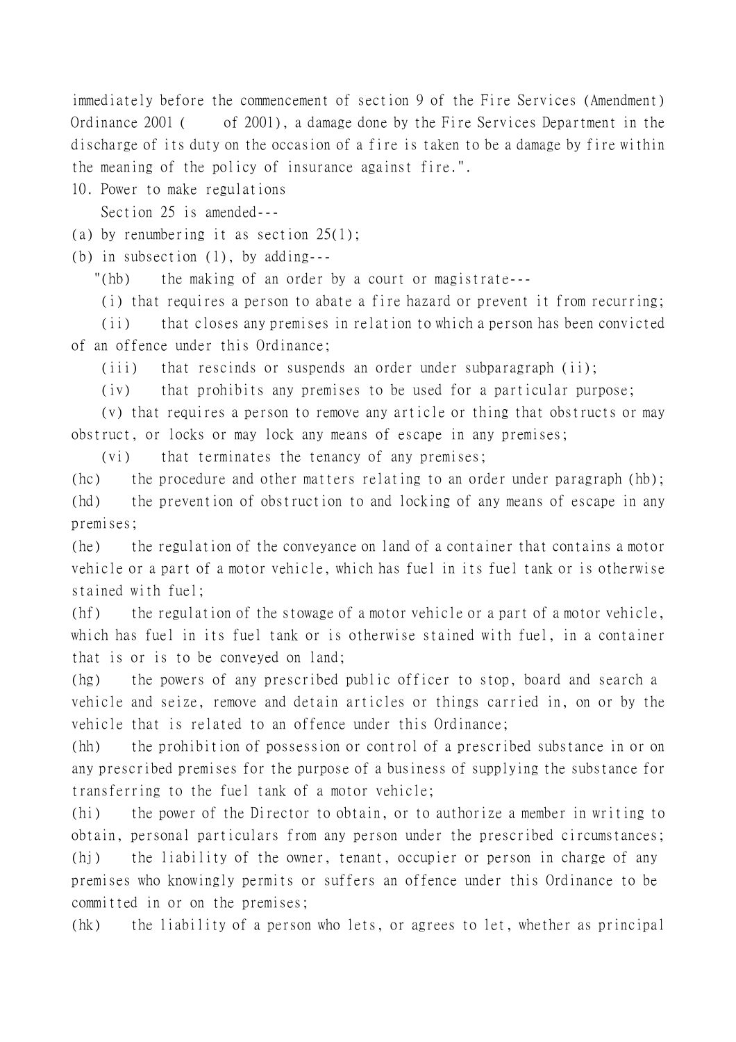immediately before the commencement of section 9 of the Fire Services (Amendment) Ordinance 2001 (      of 2001), a damage done by the Fire Services Department in the discharge of its duty on the occasion of a fire is taken to be a damage by fire within the meaning of the policy of insurance against fire.".

10. Power to make regulations

Section 25 is amended---

(a) by renumbering it as section 25(1);

(b) in subsection (1), by adding---

"(hb) the making of an order by a court or magistrate---

(i) that requires a person to abate a fire hazard or prevent it from recurring;

(ii) that closes any premises in relation to which a person has been convicted of an offence under this Ordinance;

(iii) that rescinds or suspends an order under subparagraph (ii);

(iv) that prohibits any premises to be used for a particular purpose;

(v) that requires a person to remove any article or thing that obstructs or may obstruct, or locks or may lock any means of escape in any premises;

(vi) that terminates the tenancy of any premises;

(hc) the procedure and other matters relating to an order under paragraph (hb);

(hd) the prevention of obstruction to and locking of any means of escape in any premises;

(he) the regulation of the conveyance on land of a container that contains a motor vehicle or a part of a motor vehicle, which has fuel in its fuel tank or is otherwise stained with fuel;

(hf) the regulation of the stowage of a motor vehicle or a part of a motor vehicle, which has fuel in its fuel tank or is otherwise stained with fuel, in a container that is or is to be conveyed on land;

(hg) the powers of any prescribed public officer to stop, board and search a vehicle and seize, remove and detain articles or things carried in, on or by the vehicle that is related to an offence under this Ordinance;

(hh) the prohibition of possession or control of a prescribed substance in or on any prescribed premises for the purpose of a business of supplying the substance for transferring to the fuel tank of a motor vehicle;

(hi) the power of the Director to obtain, or to authorize a member in writing to obtain, personal particulars from any person under the prescribed circumstances;

(hj) the liability of the owner, tenant, occupier or person in charge of any premises who knowingly permits or suffers an offence under this Ordinance to be committed in or on the premises;

(hk) the liability of a person who lets, or agrees to let, whether as principal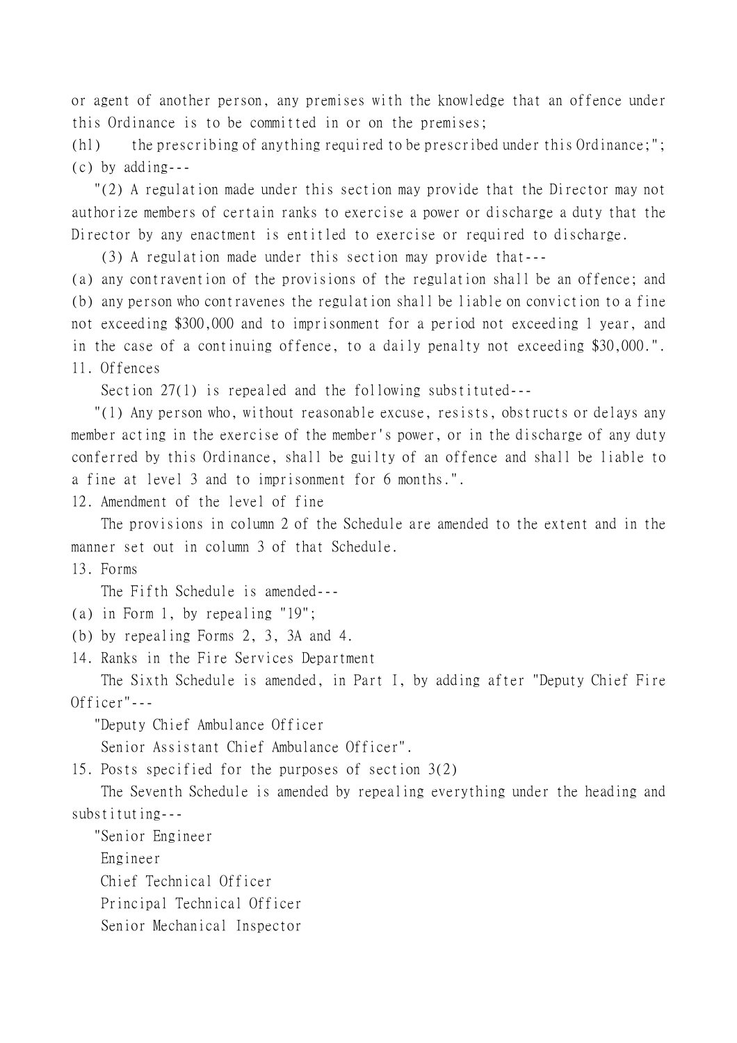or agent of another person, any premises with the knowledge that an offence under this Ordinance is to be committed in or on the premises;

(hl) the prescribing of anything required to be prescribed under this Ordinance;";

(c) by adding---

"(2) A regulation made under this section may provide that the Director may not authorize members of certain ranks to exercise a power or discharge a duty that the Director by any enactment is entitled to exercise or required to discharge.

(3) A regulation made under this section may provide that---

(a) any contravention of the provisions of the regulation shall be an offence; and

(b) any person who contravenes the regulation shall be liable on conviction to a fine not exceeding $300,000 and to imprisonment for a period not exceeding 1 year, and in the case of a continuing offence, to a daily penalty not exceeding $30,000.".

11. Offences

Section 27(1) is repealed and the following substituted---

"(1) Any person who, without reasonable excuse, resists, obstructs or delays any member acting in the exercise of the member's power, or in the discharge of any duty conferred by this Ordinance, shall be guilty of an offence and shall be liable to a fine at level 3 and to imprisonment for 6 months.".

12. Amendment of the level of fine

The provisions in column 2 of the Schedule are amended to the extent and in the manner set out in column 3 of that Schedule.

13. Forms

The Fifth Schedule is amended---

(a) in Form 1, by repealing "19";

(b) by repealing Forms 2, 3, 3A and 4.

14. Ranks in the Fire Services Department

The Sixth Schedule is amended, in Part I, by adding after "Deputy Chief Fire Officer"---

"Deputy Chief Ambulance Officer

Senior Assistant Chief Ambulance Officer".

15. Posts specified for the purposes of section 3(2)

The Seventh Schedule is amended by repealing everything under the heading and substituting---

"Senior Engineer

Engineer

Chief Technical Officer

Principal Technical Officer

Senior Mechanical Inspector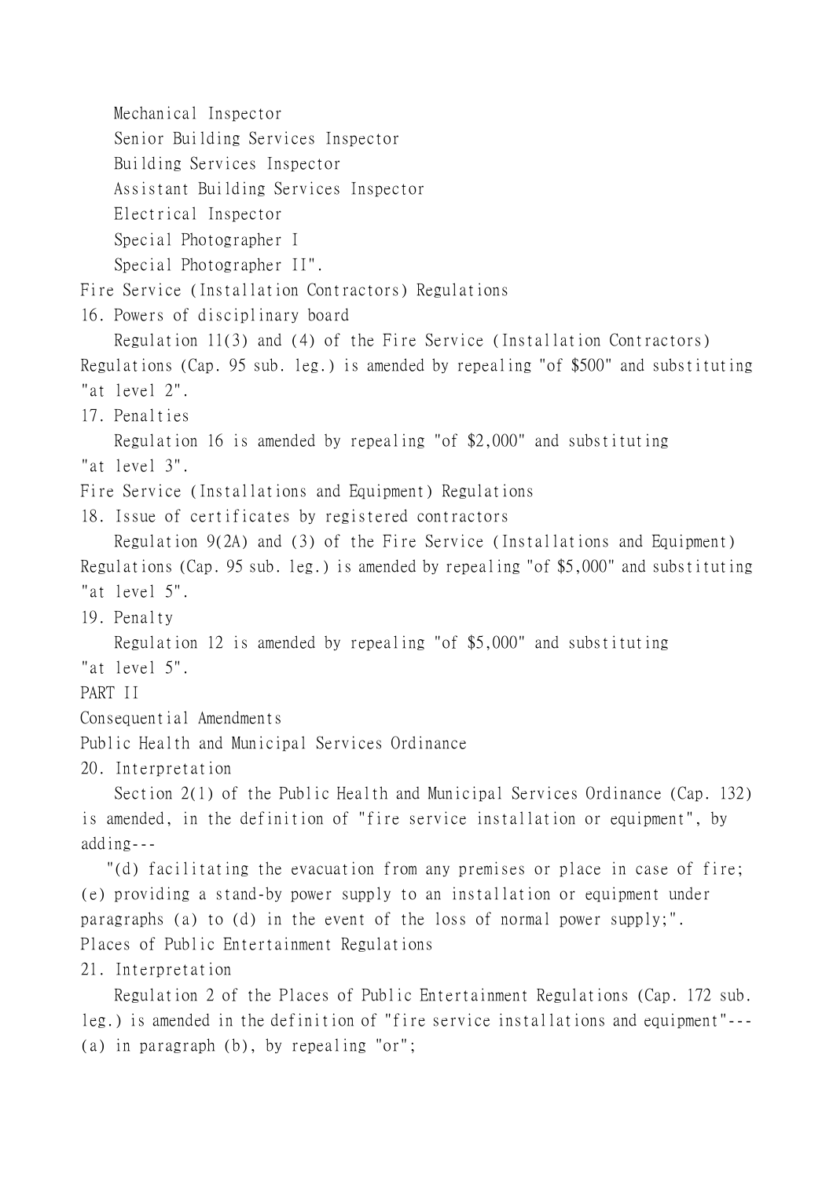Mechanical Inspector
Senior Building Services Inspector
Building Services Inspector
Assistant Building Services Inspector
Electrical Inspector
Special Photographer I
Special Photographer II".

Fire Service (Installation Contractors) Regulations

16. Powers of disciplinary board

Regulation 11(3) and (4) of the Fire Service (Installation Contractors) Regulations (Cap. 95 sub. leg.) is amended by repealing "of $500" and substituting "at level 2".

17. Penalties

Regulation 16 is amended by repealing "of $2,000" and substituting "at level 3".

Fire Service (Installations and Equipment) Regulations

18. Issue of certificates by registered contractors

Regulation 9(2A) and (3) of the Fire Service (Installations and Equipment) Regulations (Cap. 95 sub. leg.) is amended by repealing "of $5,000" and substituting "at level 5".

19. Penalty

Regulation 12 is amended by repealing "of $5,000" and substituting "at level 5".

PART II

Consequential Amendments

Public Health and Municipal Services Ordinance

20. Interpretation

Section 2(1) of the Public Health and Municipal Services Ordinance (Cap. 132) is amended, in the definition of "fire service installation or equipment", by adding---

"(d) facilitating the evacuation from any premises or place in case of fire;
(e) providing a stand-by power supply to an installation or equipment under paragraphs (a) to (d) in the event of the loss of normal power supply;".

Places of Public Entertainment Regulations

21. Interpretation

Regulation 2 of the Places of Public Entertainment Regulations (Cap. 172 sub. leg.) is amended in the definition of "fire service installations and equipment"---
(a) in paragraph (b), by repealing "or";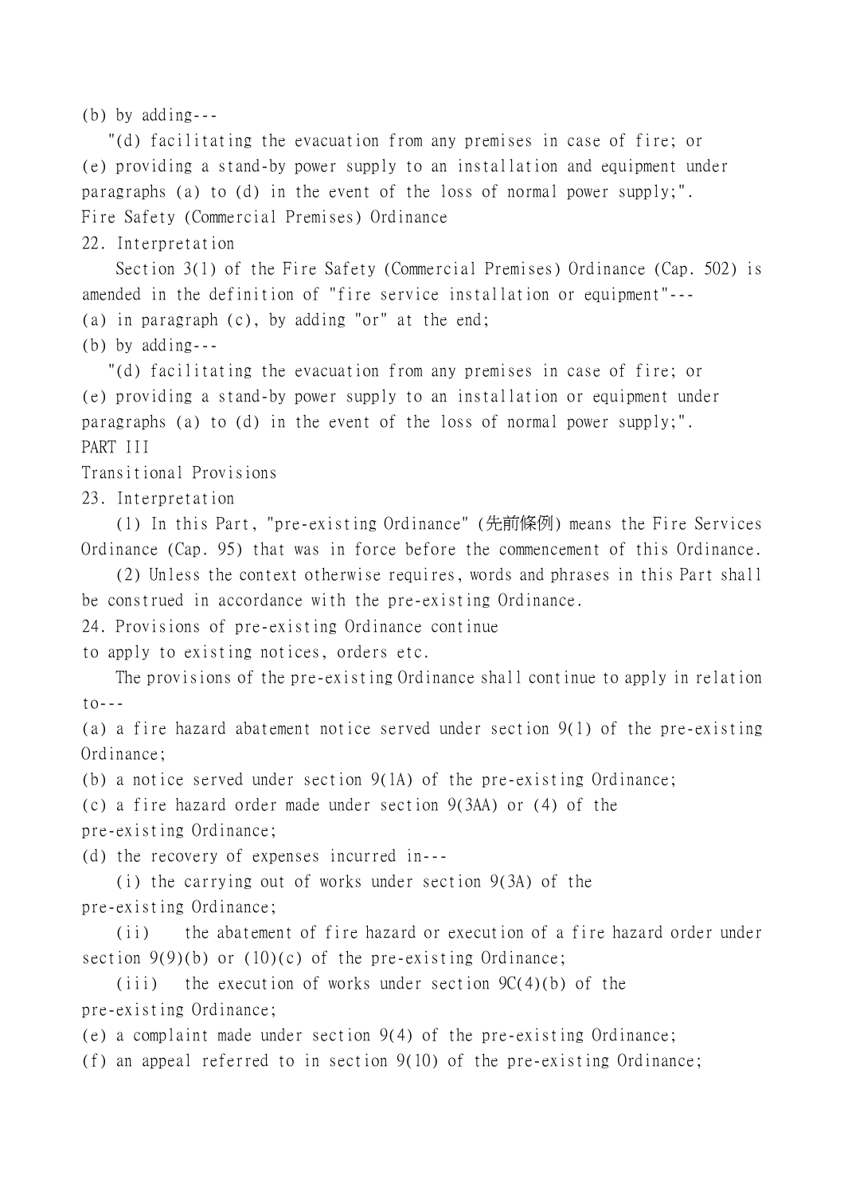(b) by adding---

"(d) facilitating the evacuation from any premises in case of fire; or

(e) providing a stand-by power supply to an installation and equipment under paragraphs (a) to (d) in the event of the loss of normal power supply;".

Fire Safety (Commercial Premises) Ordinance

22. Interpretation

Section 3(1) of the Fire Safety (Commercial Premises) Ordinance (Cap. 502) is amended in the definition of "fire service installation or equipment"---

(a) in paragraph (c), by adding "or" at the end;

(b) by adding---

"(d) facilitating the evacuation from any premises in case of fire; or

(e) providing a stand-by power supply to an installation or equipment under paragraphs (a) to (d) in the event of the loss of normal power supply;".

PART III

Transitional Provisions

23. Interpretation

(1) In this Part, "pre-existing Ordinance" (先前條例) means the Fire Services Ordinance (Cap. 95) that was in force before the commencement of this Ordinance.

(2) Unless the context otherwise requires, words and phrases in this Part shall be construed in accordance with the pre-existing Ordinance.

24. Provisions of pre-existing Ordinance continue to apply to existing notices, orders etc.

The provisions of the pre-existing Ordinance shall continue to apply in relation to---

(a) a fire hazard abatement notice served under section 9(1) of the pre-existing Ordinance;

(b) a notice served under section 9(1A) of the pre-existing Ordinance;

(c) a fire hazard order made under section 9(3AA) or (4) of the pre-existing Ordinance;

(d) the recovery of expenses incurred in---

(i) the carrying out of works under section 9(3A) of the pre-existing Ordinance;

(ii) the abatement of fire hazard or execution of a fire hazard order under section 9(9)(b) or (10)(c) of the pre-existing Ordinance;

(iii) the execution of works under section 9C(4)(b) of the pre-existing Ordinance;

(e) a complaint made under section 9(4) of the pre-existing Ordinance;

(f) an appeal referred to in section 9(10) of the pre-existing Ordinance;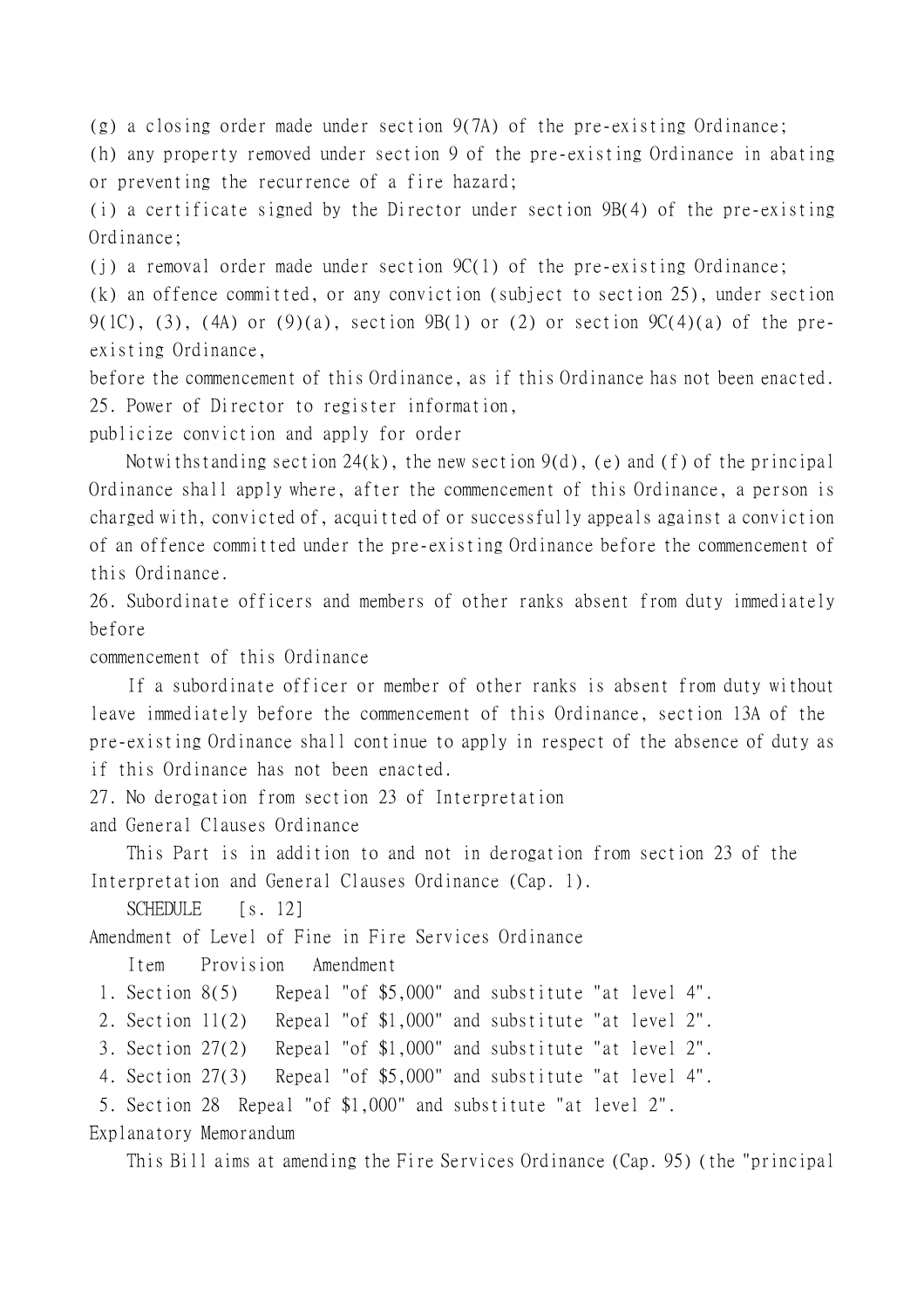(g) a closing order made under section 9(7A) of the pre-existing Ordinance;

(h) any property removed under section 9 of the pre-existing Ordinance in abating or preventing the recurrence of a fire hazard;

(i) a certificate signed by the Director under section 9B(4) of the pre-existing Ordinance;

(j) a removal order made under section 9C(1) of the pre-existing Ordinance;

(k) an offence committed, or any conviction (subject to section 25), under section 9(1C), (3), (4A) or (9)(a), section 9B(1) or (2) or section 9C(4)(a) of the pre-existing Ordinance,

before the commencement of this Ordinance, as if this Ordinance has not been enacted.

25. Power of Director to register information, publicize conviction and apply for order

Notwithstanding section 24(k), the new section 9(d), (e) and (f) of the principal Ordinance shall apply where, after the commencement of this Ordinance, a person is charged with, convicted of, acquitted of or successfully appeals against a conviction of an offence committed under the pre-existing Ordinance before the commencement of this Ordinance.

26. Subordinate officers and members of other ranks absent from duty immediately before commencement of this Ordinance

If a subordinate officer or member of other ranks is absent from duty without leave immediately before the commencement of this Ordinance, section 13A of the pre-existing Ordinance shall continue to apply in respect of the absence of duty as if this Ordinance has not been enacted.

27. No derogation from section 23 of Interpretation and General Clauses Ordinance

This Part is in addition to and not in derogation from section 23 of the Interpretation and General Clauses Ordinance (Cap. 1).

SCHEDULE [s. 12]

Amendment of Level of Fine in Fire Services Ordinance

| Item | Provision | Amendment |
|---|---|---|
| 1. | Section 8(5) | Repeal "of $5,000" and substitute "at level 4". |
| 2. | Section 11(2) | Repeal "of $1,000" and substitute "at level 2". |
| 3. | Section 27(2) | Repeal "of $1,000" and substitute "at level 2". |
| 4. | Section 27(3) | Repeal "of $5,000" and substitute "at level 4". |
| 5. | Section 28 | Repeal "of $1,000" and substitute "at level 2". |

Explanatory Memorandum

This Bill aims at amending the Fire Services Ordinance (Cap. 95) (the "principal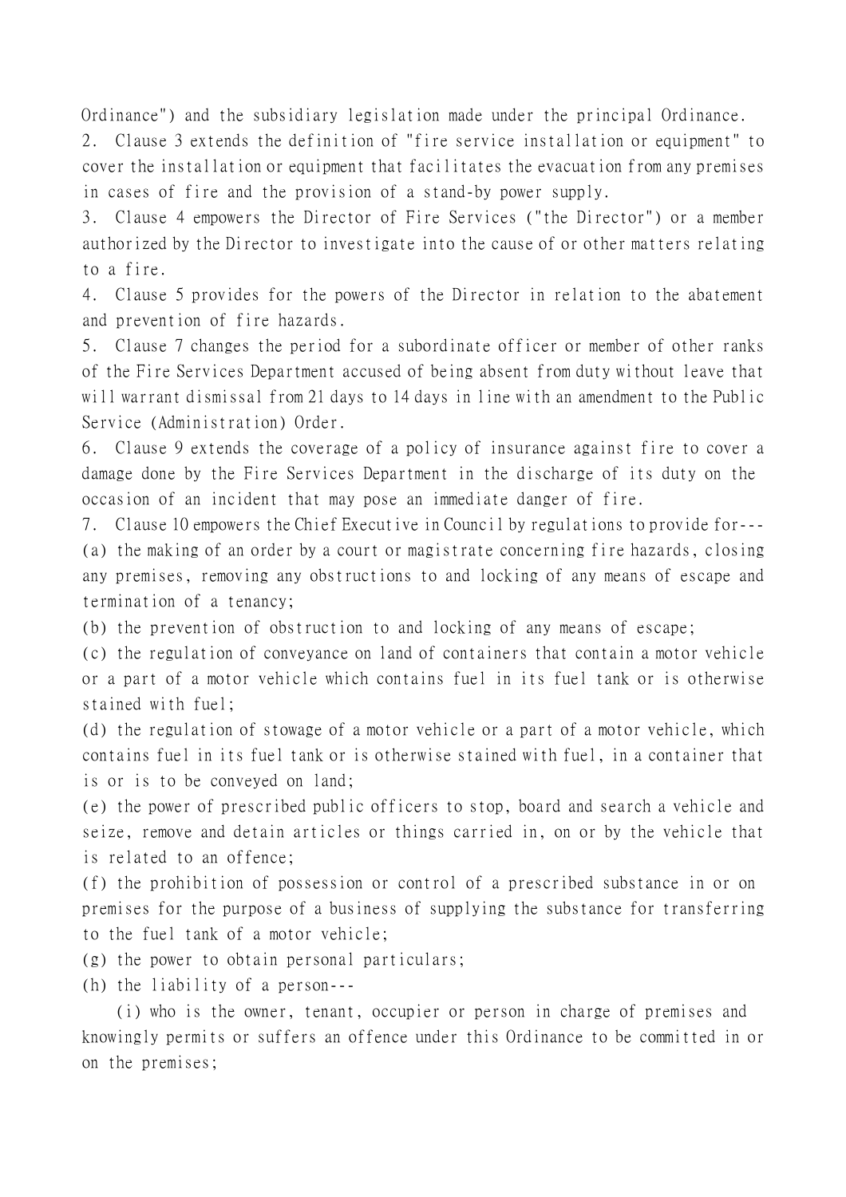Ordinance") and the subsidiary legislation made under the principal Ordinance.

2. Clause 3 extends the definition of "fire service installation or equipment" to cover the installation or equipment that facilitates the evacuation from any premises in cases of fire and the provision of a stand-by power supply.

3. Clause 4 empowers the Director of Fire Services ("the Director") or a member authorized by the Director to investigate into the cause of or other matters relating to a fire.

4. Clause 5 provides for the powers of the Director in relation to the abatement and prevention of fire hazards.

5. Clause 7 changes the period for a subordinate officer or member of other ranks of the Fire Services Department accused of being absent from duty without leave that will warrant dismissal from 21 days to 14 days in line with an amendment to the Public Service (Administration) Order.

6. Clause 9 extends the coverage of a policy of insurance against fire to cover a damage done by the Fire Services Department in the discharge of its duty on the occasion of an incident that may pose an immediate danger of fire.

7. Clause 10 empowers the Chief Executive in Council by regulations to provide for---

(a) the making of an order by a court or magistrate concerning fire hazards, closing any premises, removing any obstructions to and locking of any means of escape and termination of a tenancy;

(b) the prevention of obstruction to and locking of any means of escape;

(c) the regulation of conveyance on land of containers that contain a motor vehicle or a part of a motor vehicle which contains fuel in its fuel tank or is otherwise stained with fuel;

(d) the regulation of stowage of a motor vehicle or a part of a motor vehicle, which contains fuel in its fuel tank or is otherwise stained with fuel, in a container that is or is to be conveyed on land;

(e) the power of prescribed public officers to stop, board and search a vehicle and seize, remove and detain articles or things carried in, on or by the vehicle that is related to an offence;

(f) the prohibition of possession or control of a prescribed substance in or on premises for the purpose of a business of supplying the substance for transferring to the fuel tank of a motor vehicle;

(g) the power to obtain personal particulars;

(h) the liability of a person---

(i) who is the owner, tenant, occupier or person in charge of premises and knowingly permits or suffers an offence under this Ordinance to be committed in or on the premises;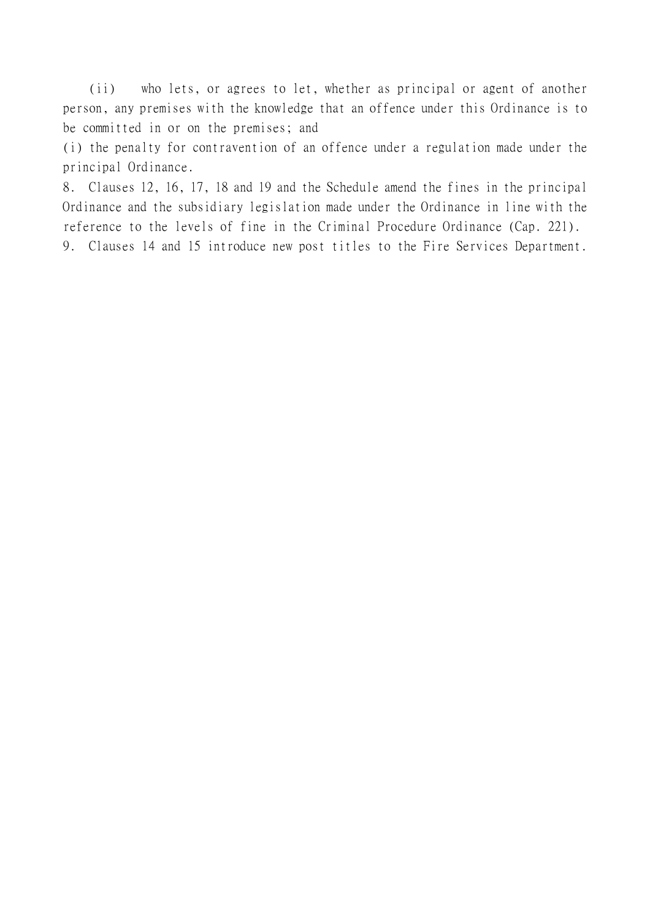(ii) who lets, or agrees to let, whether as principal or agent of another person, any premises with the knowledge that an offence under this Ordinance is to be committed in or on the premises; and

(i) the penalty for contravention of an offence under a regulation made under the principal Ordinance.

8. Clauses 12, 16, 17, 18 and 19 and the Schedule amend the fines in the principal Ordinance and the subsidiary legislation made under the Ordinance in line with the reference to the levels of fine in the Criminal Procedure Ordinance (Cap. 221).

9. Clauses 14 and 15 introduce new post titles to the Fire Services Department.